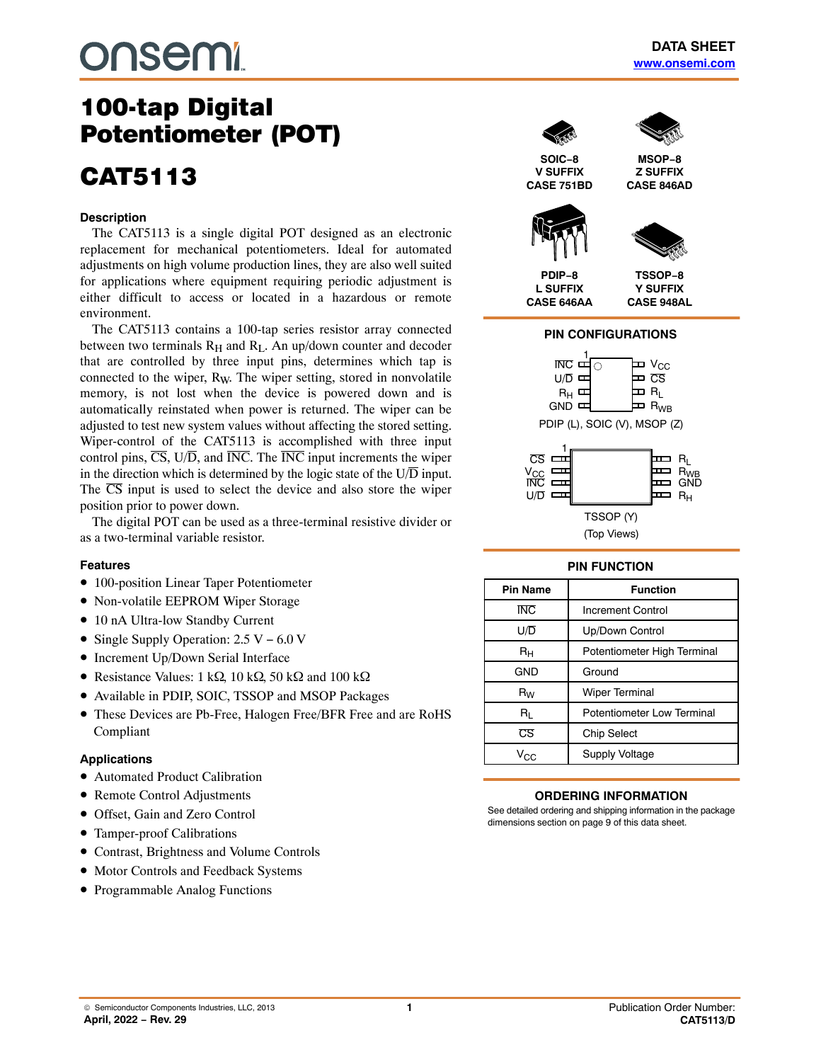# 100-tap Digital Potentiometer (POT)

# CAT5113

DATA SHEET
www.onsemi.com

SOIC−8
V SUFFIX
CASE 751BD

MSOP−8
Z SUFFIX
CASE 846AD

PDIP−8
L SUFFIX
CASE 646AA

TSSOP−8
Y SUFFIX
CASE 948AL

## Description

The CAT5113 is a single digital POT designed as an electronic replacement for mechanical potentiometers. Ideal for automated adjustments on high volume production lines, they are also well suited for applications where equipment requiring periodic adjustment is either difficult to access or located in a hazardous or remote environment.

The CAT5113 contains a 100-tap series resistor array connected between two terminals $R_H$ and $R_L$. An up/down counter and decoder that are controlled by three input pins, determines which tap is connected to the wiper, $R_W$. The wiper setting, stored in nonvolatile memory, is not lost when the device is powered down and is automatically reinstated when power is returned. The wiper can be adjusted to test new system values without affecting the stored setting. Wiper-control of the CAT5113 is accomplished with three input control pins, $\overline{CS}$, U/$\overline{D}$, and $\overline{INC}$. The $\overline{INC}$ input increments the wiper in the direction which is determined by the logic state of the U/$\overline{D}$ input. The $\overline{CS}$ input is used to select the device and also store the wiper position prior to power down.

The digital POT can be used as a three-terminal resistive divider or as a two-terminal variable resistor.

## Features

- 100-position Linear Taper Potentiometer
- Non-volatile EEPROM Wiper Storage
- 10 nA Ultra-low Standby Current
- Single Supply Operation: 2.5 V – 6.0 V
- Increment Up/Down Serial Interface
- Resistance Values: 1 kΩ, 10 kΩ, 50 kΩ and 100 kΩ
- Available in PDIP, SOIC, TSSOP and MSOP Packages
- These Devices are Pb-Free, Halogen Free/BFR Free and are RoHS Compliant

## Applications

- Automated Product Calibration
- Remote Control Adjustments
- Offset, Gain and Zero Control
- Tamper-proof Calibrations
- Contrast, Brightness and Volume Controls
- Motor Controls and Feedback Systems
- Programmable Analog Functions

## PIN CONFIGURATIONS

PDIP (L), SOIC (V), MSOP (Z): pin 1 $\overline{INC}$, 2 U/$\overline{D}$, 3 $R_H$, 4 GND, 5 $R_{WB}$, 6 $R_L$, 7 $\overline{CS}$, 8 $V_{CC}$

TSSOP (Y): pin 1 $\overline{CS}$, 2 $V_{CC}$, 3 $\overline{INC}$, 4 U/$\overline{D}$, 5 $R_H$, 6 GND, 7 $R_{WB}$, 8 $R_L$

(Top Views)

## PIN FUNCTION

| Pin Name | Function |
|---|---|
| $\overline{INC}$ | Increment Control |
| U/$\overline{D}$ | Up/Down Control |
| $R_H$ | Potentiometer High Terminal |
| GND | Ground |
| $R_W$ | Wiper Terminal |
| $R_L$ | Potentiometer Low Terminal |
| $\overline{CS}$ | Chip Select |
| $V_{CC}$ | Supply Voltage |

## ORDERING INFORMATION

See detailed ordering and shipping information in the package dimensions section on page 9 of this data sheet.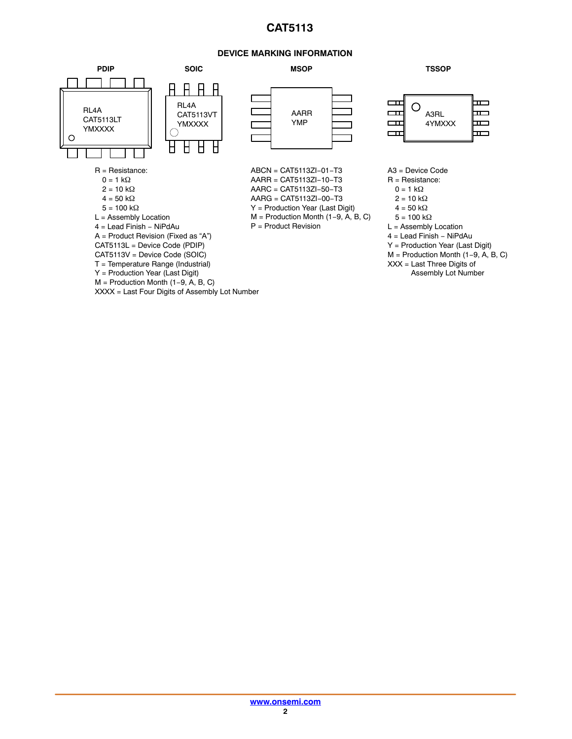## DEVICE MARKING INFORMATION

**PDIP**

RL4A
CAT5113LT
YMXXXX

**SOIC**

RL4A
CAT5113VT
YMXXXX

**MSOP**

AARR
YMP

**TSSOP**

A3RL
4YMXXX

R = Resistance:
- 0 = 1 kΩ
- 2 = 10 kΩ
- 4 = 50 kΩ
- 5 = 100 kΩ

L = Assembly Location
4 = Lead Finish − NiPdAu
A = Product Revision (Fixed as “A”)
CAT5113L = Device Code (PDIP)
CAT5113V = Device Code (SOIC)
T = Temperature Range (Industrial)
Y = Production Year (Last Digit)
M = Production Month (1−9, A, B, C)
XXXX = Last Four Digits of Assembly Lot Number

ABCN = CAT5113ZI−01−T3
AARR = CAT5113ZI−10−T3
AARC = CAT5113ZI−50−T3
AARG = CAT5113ZI−00−T3
Y = Production Year (Last Digit)
M = Production Month (1−9, A, B, C)
P = Product Revision

A3 = Device Code
R = Resistance:
- 0 = 1 kΩ
- 2 = 10 kΩ
- 4 = 50 kΩ
- 5 = 100 kΩ

L = Assembly Location
4 = Lead Finish − NiPdAu
Y = Production Year (Last Digit)
M = Production Month (1−9, A, B, C)
XXX = Last Three Digits of Assembly Lot Number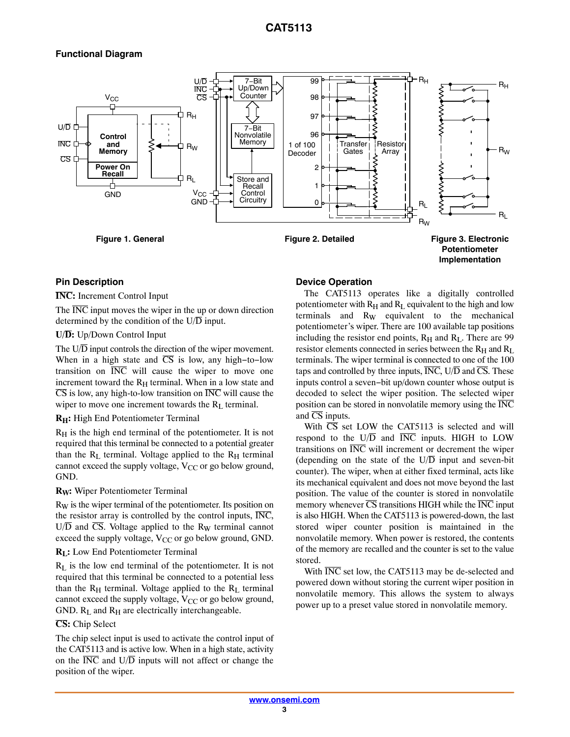## Functional Diagram

Figure 1. General

Figure 2. Detailed

Figure 3. Electronic Potentiometer Implementation

## Pin Description

**$\overline{\text{INC}}$:** Increment Control Input

The $\overline{\text{INC}}$ input moves the wiper in the up or down direction determined by the condition of the U/$\overline{\text{D}}$ input.

**U/$\overline{\text{D}}$:** Up/Down Control Input

The U/$\overline{\text{D}}$ input controls the direction of the wiper movement. When in a high state and $\overline{\text{CS}}$ is low, any high−to−low transition on $\overline{\text{INC}}$ will cause the wiper to move one increment toward the $R_H$ terminal. When in a low state and $\overline{\text{CS}}$ is low, any high-to-low transition on $\overline{\text{INC}}$ will cause the wiper to move one increment towards the $R_L$ terminal.

**$R_H$:** High End Potentiometer Terminal

$R_H$ is the high end terminal of the potentiometer. It is not required that this terminal be connected to a potential greater than the $R_L$ terminal. Voltage applied to the $R_H$ terminal cannot exceed the supply voltage, $V_{CC}$ or go below ground, GND.

**$R_W$:** Wiper Potentiometer Terminal

$R_W$ is the wiper terminal of the potentiometer. Its position on the resistor array is controlled by the control inputs, $\overline{\text{INC}}$, U/$\overline{\text{D}}$ and $\overline{\text{CS}}$. Voltage applied to the $R_W$ terminal cannot exceed the supply voltage, $V_{CC}$ or go below ground, GND.

**$R_L$:** Low End Potentiometer Terminal

$R_L$ is the low end terminal of the potentiometer. It is not required that this terminal be connected to a potential less than the $R_H$ terminal. Voltage applied to the $R_L$ terminal cannot exceed the supply voltage, $V_{CC}$ or go below ground, GND. $R_L$ and $R_H$ are electrically interchangeable.

**$\overline{\text{CS}}$:** Chip Select

The chip select input is used to activate the control input of the CAT5113 and is active low. When in a high state, activity on the $\overline{\text{INC}}$ and U/$\overline{\text{D}}$ inputs will not affect or change the position of the wiper.

## Device Operation

The CAT5113 operates like a digitally controlled potentiometer with $R_H$ and $R_L$ equivalent to the high and low terminals and $R_W$ equivalent to the mechanical potentiometer's wiper. There are 100 available tap positions including the resistor end points, $R_H$ and $R_L$. There are 99 resistor elements connected in series between the $R_H$ and $R_L$ terminals. The wiper terminal is connected to one of the 100 taps and controlled by three inputs, $\overline{\text{INC}}$, U/$\overline{\text{D}}$ and $\overline{\text{CS}}$. These inputs control a seven−bit up/down counter whose output is decoded to select the wiper position. The selected wiper position can be stored in nonvolatile memory using the $\overline{\text{INC}}$ and $\overline{\text{CS}}$ inputs.

With $\overline{\text{CS}}$ set LOW the CAT5113 is selected and will respond to the U/$\overline{\text{D}}$ and $\overline{\text{INC}}$ inputs. HIGH to LOW transitions on $\overline{\text{INC}}$ will increment or decrement the wiper (depending on the state of the U/$\overline{\text{D}}$ input and seven-bit counter). The wiper, when at either fixed terminal, acts like its mechanical equivalent and does not move beyond the last position. The value of the counter is stored in nonvolatile memory whenever $\overline{\text{CS}}$ transitions HIGH while the $\overline{\text{INC}}$ input is also HIGH. When the CAT5113 is powered-down, the last stored wiper counter position is maintained in the nonvolatile memory. When power is restored, the contents of the memory are recalled and the counter is set to the value stored.

With $\overline{\text{INC}}$ set low, the CAT5113 may be de-selected and powered down without storing the current wiper position in nonvolatile memory. This allows the system to always power up to a preset value stored in nonvolatile memory.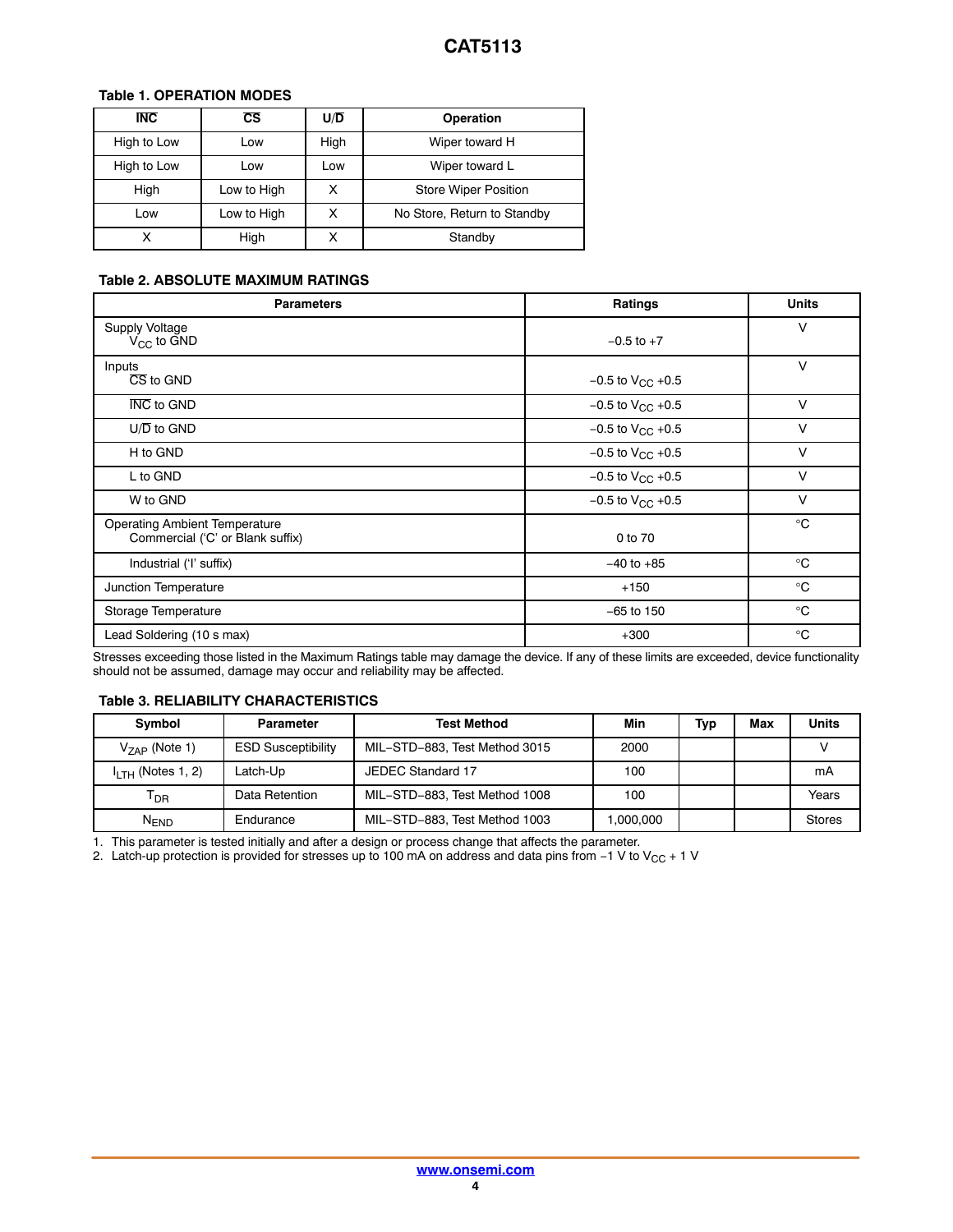**Table 1. OPERATION MODES**

| $\overline{INC}$ | $\overline{CS}$ | U/$\overline{D}$ | Operation |
|---|---|---|---|
| High to Low | Low | High | Wiper toward H |
| High to Low | Low | Low | Wiper toward L |
| High | Low to High | X | Store Wiper Position |
| Low | Low to High | X | No Store, Return to Standby |
| X | High | X | Standby |

**Table 2. ABSOLUTE MAXIMUM RATINGS**

| Parameters | Ratings | Units |
|---|---|---|
| Supply Voltage<br>$V_{CC}$ to GND | −0.5 to +7 | V |
| Inputs<br>$\overline{CS}$ to GND | −0.5 to $V_{CC}$ +0.5 | V |
| $\overline{INC}$ to GND | −0.5 to $V_{CC}$ +0.5 | V |
| U/$\overline{D}$ to GND | −0.5 to $V_{CC}$ +0.5 | V |
| H to GND | −0.5 to $V_{CC}$ +0.5 | V |
| L to GND | −0.5 to $V_{CC}$ +0.5 | V |
| W to GND | −0.5 to $V_{CC}$ +0.5 | V |
| Operating Ambient Temperature<br>Commercial ('C' or Blank suffix) | 0 to 70 | °C |
| Industrial ('I' suffix) | −40 to +85 | °C |
| Junction Temperature | +150 | °C |
| Storage Temperature | −65 to 150 | °C |
| Lead Soldering (10 s max) | +300 | °C |

Stresses exceeding those listed in the Maximum Ratings table may damage the device. If any of these limits are exceeded, device functionality should not be assumed, damage may occur and reliability may be affected.

**Table 3. RELIABILITY CHARACTERISTICS**

| Symbol | Parameter | Test Method | Min | Typ | Max | Units |
|---|---|---|---|---|---|---|
| $V_{ZAP}$ (Note 1) | ESD Susceptibility | MIL−STD−883, Test Method 3015 | 2000 | | | V |
| $I_{LTH}$ (Notes 1, 2) | Latch-Up | JEDEC Standard 17 | 100 | | | mA |
| $T_{DR}$ | Data Retention | MIL−STD−883, Test Method 1008 | 100 | | | Years |
| $N_{END}$ | Endurance | MIL−STD−883, Test Method 1003 | 1,000,000 | | | Stores |

1. This parameter is tested initially and after a design or process change that affects the parameter.
2. Latch-up protection is provided for stresses up to 100 mA on address and data pins from −1 V to $V_{CC}$ + 1 V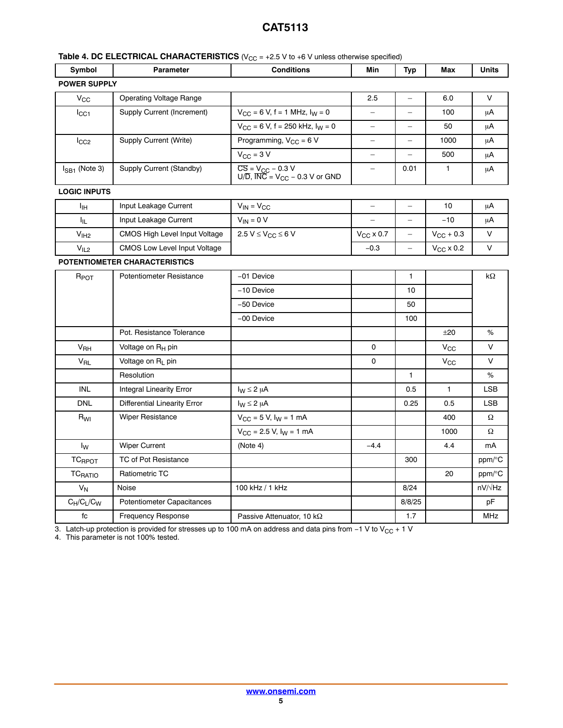**Table 4. DC ELECTRICAL CHARACTERISTICS** ($V_{CC}$ = +2.5 V to +6 V unless otherwise specified)

| Symbol | Parameter | Conditions | Min | Typ | Max | Units |
|---|---|---|---|---|---|---|
| **POWER SUPPLY** | | | | | | |
| $V_{CC}$ | Operating Voltage Range | | 2.5 | – | 6.0 | V |
| $I_{CC1}$ | Supply Current (Increment) | $V_{CC}$ = 6 V, f = 1 MHz, $I_W$ = 0 | – | – | 100 | μA |
| | | $V_{CC}$ = 6 V, f = 250 kHz, $I_W$ = 0 | – | – | 50 | μA |
| $I_{CC2}$ | Supply Current (Write) | Programming, $V_{CC}$ = 6 V | – | – | 1000 | μA |
| | | $V_{CC}$ = 3 V | – | – | 500 | μA |
| $I_{SB1}$ (Note 3) | Supply Current (Standby) | $\overline{CS}$ = $V_{CC}$ − 0.3 V U/$\overline{D}$, $\overline{INC}$ = $V_{CC}$ − 0.3 V or GND | – | 0.01 | 1 | μA |
| **LOGIC INPUTS** | | | | | | |
| $I_{IH}$ | Input Leakage Current | $V_{IN}$ = $V_{CC}$ | – | – | 10 | μA |
| $I_{IL}$ | Input Leakage Current | $V_{IN}$ = 0 V | – | – | −10 | μA |
| $V_{IH2}$ | CMOS High Level Input Voltage | 2.5 V ≤ $V_{CC}$ ≤ 6 V | $V_{CC}$ x 0.7 | – | $V_{CC}$ + 0.3 | V |
| $V_{IL2}$ | CMOS Low Level Input Voltage | | −0.3 | – | $V_{CC}$ x 0.2 | V |
| **POTENTIOMETER CHARACTERISTICS** | | | | | | |
| $R_{POT}$ | Potentiometer Resistance | −01 Device | | 1 | | kΩ |
| | | −10 Device | | 10 | | |
| | | −50 Device | | 50 | | |
| | | −00 Device | | 100 | | |
| | Pot. Resistance Tolerance | | | | ±20 | % |
| $V_{RH}$ | Voltage on $R_H$ pin | | 0 | | $V_{CC}$ | V |
| $V_{RL}$ | Voltage on $R_L$ pin | | 0 | | $V_{CC}$ | V |
| | Resolution | | | 1 | | % |
| INL | Integral Linearity Error | $I_W$ ≤ 2 μA | | 0.5 | 1 | LSB |
| DNL | Differential Linearity Error | $I_W$ ≤ 2 μA | | 0.25 | 0.5 | LSB |
| $R_{WI}$ | Wiper Resistance | $V_{CC}$ = 5 V, $I_W$ = 1 mA | | | 400 | Ω |
| | | $V_{CC}$ = 2.5 V, $I_W$ = 1 mA | | | 1000 | Ω |
| $I_W$ | Wiper Current | (Note 4) | −4.4 | | 4.4 | mA |
| $TC_{RPOT}$ | TC of Pot Resistance | | | 300 | | ppm/°C |
| $TC_{RATIO}$ | Ratiometric TC | | | | 20 | ppm/°C |
| $V_N$ | Noise | 100 kHz / 1 kHz | | 8/24 | | nV/√Hz |
| $C_H/C_L/C_W$ | Potentiometer Capacitances | | | 8/8/25 | | pF |
| fc | Frequency Response | Passive Attenuator, 10 kΩ | | 1.7 | | MHz |

3. Latch-up protection is provided for stresses up to 100 mA on address and data pins from −1 V to $V_{CC}$ + 1 V
4. This parameter is not 100% tested.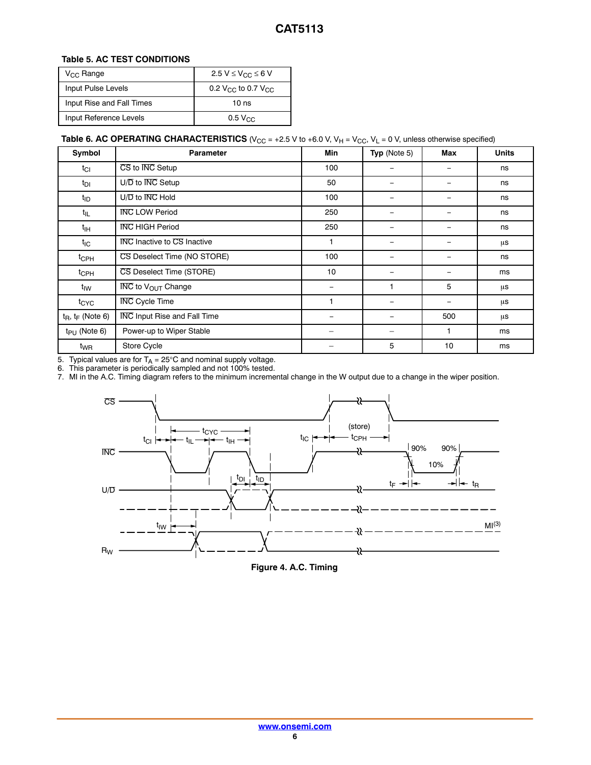**Table 5. AC TEST CONDITIONS**

| | |
|---|---|
| $V_{CC}$ Range | $2.5\ V \le V_{CC} \le 6\ V$ |
| Input Pulse Levels | $0.2\ V_{CC}$ to $0.7\ V_{CC}$ |
| Input Rise and Fall Times | 10 ns |
| Input Reference Levels | $0.5\ V_{CC}$ |

**Table 6. AC OPERATING CHARACTERISTICS** ($V_{CC}$ = +2.5 V to +6.0 V, $V_H = V_{CC}$, $V_L$ = 0 V, unless otherwise specified)

| Symbol | Parameter | Min | Typ (Note 5) | Max | Units |
|---|---|---|---|---|---|
| $t_{CI}$ | $\overline{CS}$ to $\overline{INC}$ Setup | 100 | – | – | ns |
| $t_{DI}$ | U/$\overline{D}$ to $\overline{INC}$ Setup | 50 | – | – | ns |
| $t_{ID}$ | U/$\overline{D}$ to $\overline{INC}$ Hold | 100 | – | – | ns |
| $t_{IL}$ | $\overline{INC}$ LOW Period | 250 | – | – | ns |
| $t_{IH}$ | $\overline{INC}$ HIGH Period | 250 | – | – | ns |
| $t_{IC}$ | $\overline{INC}$ Inactive to $\overline{CS}$ Inactive | 1 | – | – | µs |
| $t_{CPH}$ | $\overline{CS}$ Deselect Time (NO STORE) | 100 | – | – | ns |
| $t_{CPH}$ | $\overline{CS}$ Deselect Time (STORE) | 10 | – | – | ms |
| $t_{IW}$ | $\overline{INC}$ to $V_{OUT}$ Change | – | 1 | 5 | µs |
| $t_{CYC}$ | $\overline{INC}$ Cycle Time | 1 | – | – | µs |
| $t_R$, $t_F$ (Note 6) | $\overline{INC}$ Input Rise and Fall Time | – | – | 500 | µs |
| $t_{PU}$ (Note 6) | Power-up to Wiper Stable | – | – | 1 | ms |
| $t_{WR}$ | Store Cycle | – | 5 | 10 | ms |

5. Typical values are for $T_A$ = 25°C and nominal supply voltage.
6. This parameter is periodically sampled and not 100% tested.
7. MI in the A.C. Timing diagram refers to the minimum incremental change in the W output due to a change in the wiper position.

Figure 4. A.C. Timing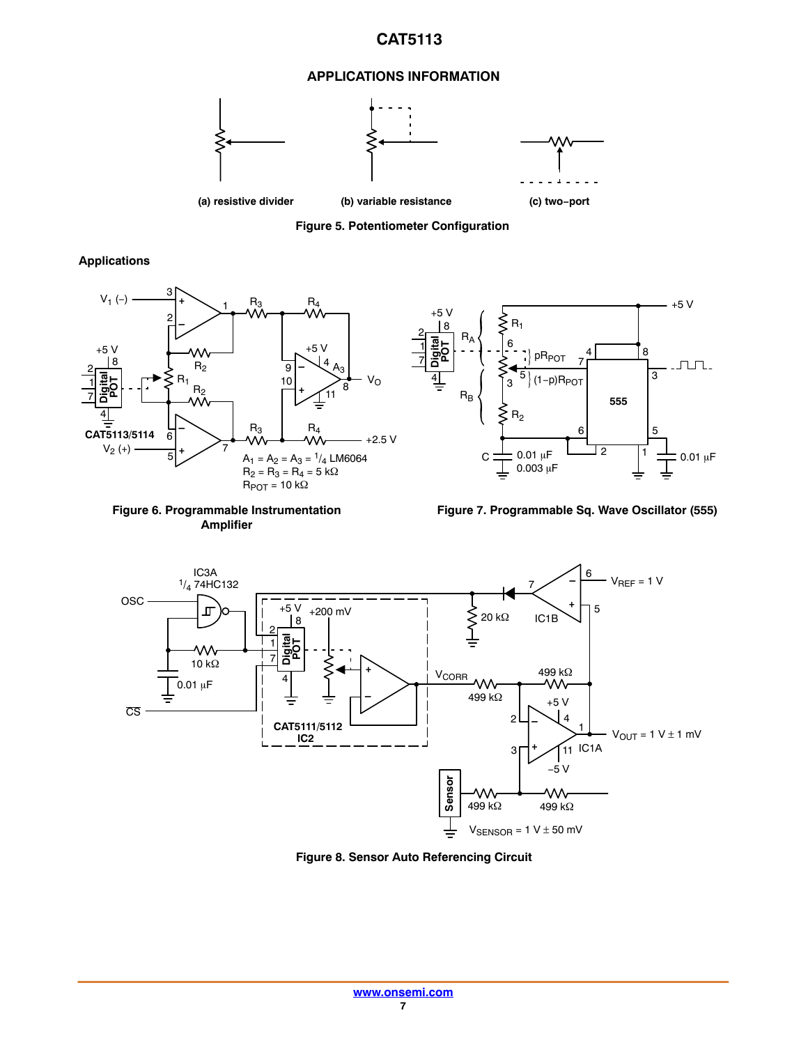## APPLICATIONS INFORMATION

(a) resistive divider

(b) variable resistance

(c) two−port

**Figure 5. Potentiometer Configuration**

### Applications

$A_1 = A_2 = A_3 = 1/4$ LM6064
$R_2 = R_3 = R_4 = 5\ k\Omega$
$R_{POT} = 10\ k\Omega$

**Figure 6. Programmable Instrumentation Amplifier**

**Figure 7. Programmable Sq. Wave Oscillator (555)**

**Figure 8. Sensor Auto Referencing Circuit**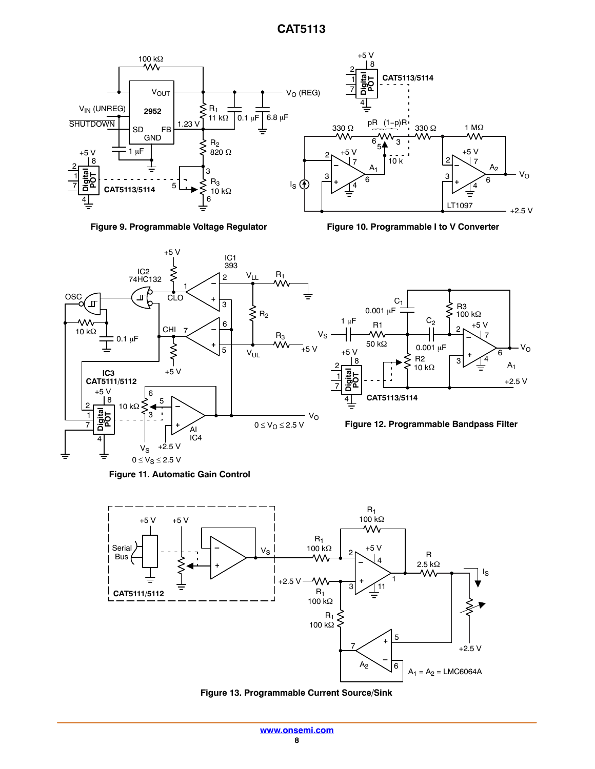**Figure 9. Programmable Voltage Regulator**

**Figure 10. Programmable I to V Converter**

**Figure 11. Automatic Gain Control**

**Figure 12. Programmable Bandpass Filter**

**Figure 13. Programmable Current Source/Sink**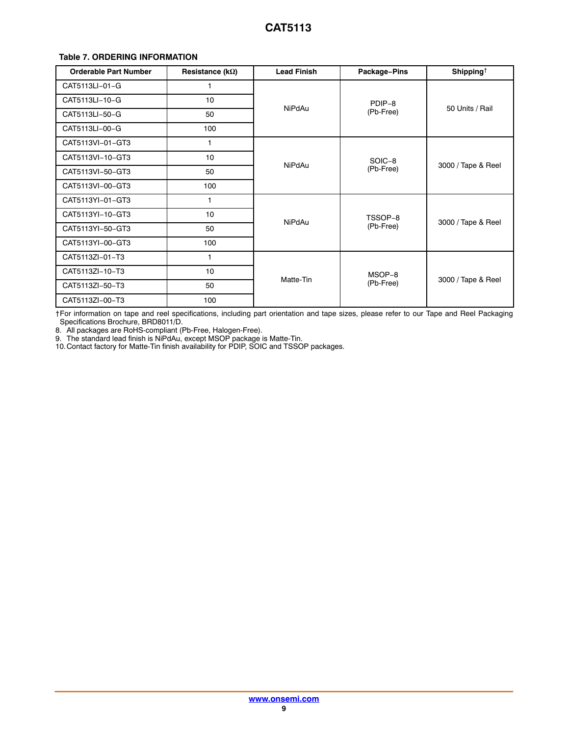**Table 7. ORDERING INFORMATION**

| Orderable Part Number | Resistance (kΩ) | Lead Finish | Package−Pins | Shipping† |
|---|---|---|---|---|
| CAT5113LI−01−G | 1 | NiPdAu | PDIP−8 (Pb-Free) | 50 Units / Rail |
| CAT5113LI−10−G | 10 | | | |
| CAT5113LI−50−G | 50 | | | |
| CAT5113LI−00−G | 100 | | | |
| CAT5113VI−01−GT3 | 1 | NiPdAu | SOIC−8 (Pb-Free) | 3000 / Tape & Reel |
| CAT5113VI−10−GT3 | 10 | | | |
| CAT5113VI−50−GT3 | 50 | | | |
| CAT5113VI−00−GT3 | 100 | | | |
| CAT5113YI−01−GT3 | 1 | NiPdAu | TSSOP−8 (Pb-Free) | 3000 / Tape & Reel |
| CAT5113YI−10−GT3 | 10 | | | |
| CAT5113YI−50−GT3 | 50 | | | |
| CAT5113YI−00−GT3 | 100 | | | |
| CAT5113ZI−01−T3 | 1 | Matte-Tin | MSOP−8 (Pb-Free) | 3000 / Tape & Reel |
| CAT5113ZI−10−T3 | 10 | | | |
| CAT5113ZI−50−T3 | 50 | | | |
| CAT5113ZI−00−T3 | 100 | | | |

†For information on tape and reel specifications, including part orientation and tape sizes, please refer to our Tape and Reel Packaging Specifications Brochure, BRD8011/D.

8. All packages are RoHS-compliant (Pb-Free, Halogen-Free).
9. The standard lead finish is NiPdAu, except MSOP package is Matte-Tin.
10. Contact factory for Matte-Tin finish availability for PDIP, SOIC and TSSOP packages.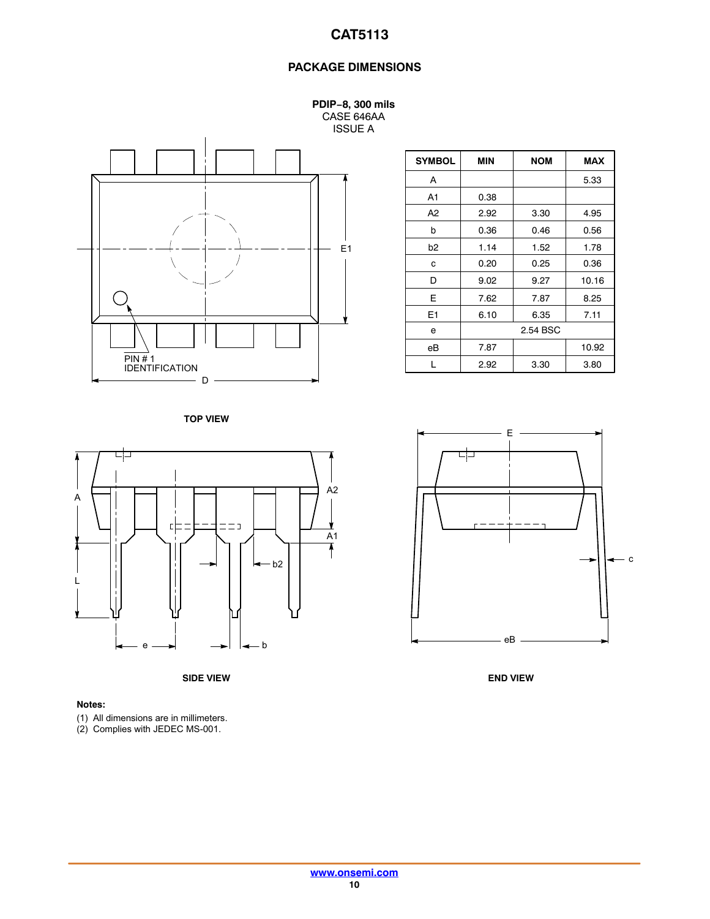## PACKAGE DIMENSIONS

**PDIP−8, 300 mils**
CASE 646AA
ISSUE A

| SYMBOL | MIN | NOM | MAX |
|---|---|---|---|
| A | | | 5.33 |
| A1 | 0.38 | | |
| A2 | 2.92 | 3.30 | 4.95 |
| b | 0.36 | 0.46 | 0.56 |
| b2 | 1.14 | 1.52 | 1.78 |
| c | 0.20 | 0.25 | 0.36 |
| D | 9.02 | 9.27 | 10.16 |
| E | 7.62 | 7.87 | 8.25 |
| E1 | 6.10 | 6.35 | 7.11 |
| e | | 2.54 BSC | |
| eB | 7.87 | | 10.92 |
| L | 2.92 | 3.30 | 3.80 |

PIN # 1 IDENTIFICATION

TOP VIEW

SIDE VIEW

END VIEW

**Notes:**

(1) All dimensions are in millimeters.
(2) Complies with JEDEC MS-001.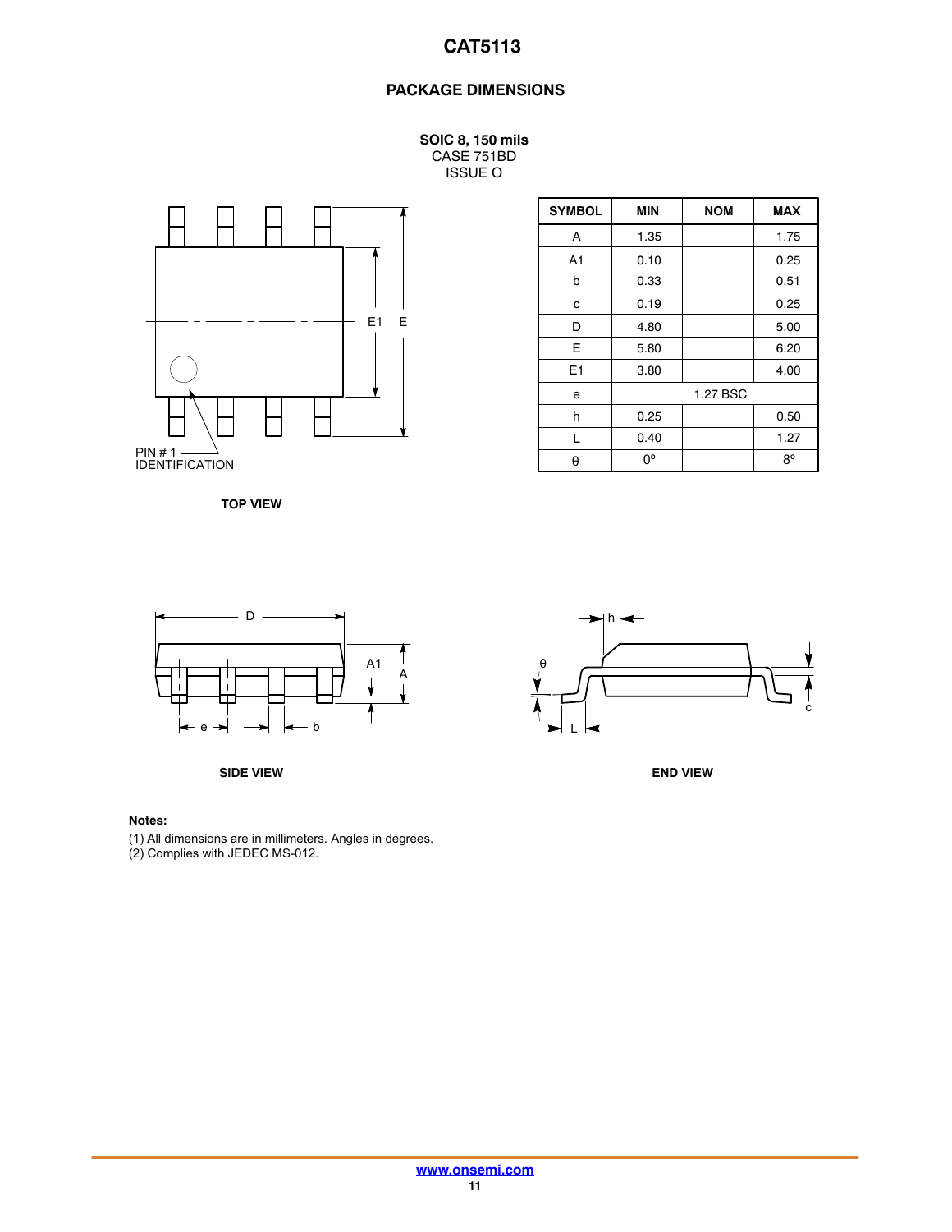## PACKAGE DIMENSIONS

**SOIC 8, 150 mils**
CASE 751BD
ISSUE O

| SYMBOL | MIN | NOM | MAX |
|---|---|---|---|
| A | 1.35 | | 1.75 |
| A1 | 0.10 | | 0.25 |
| b | 0.33 | | 0.51 |
| c | 0.19 | | 0.25 |
| D | 4.80 | | 5.00 |
| E | 5.80 | | 6.20 |
| E1 | 3.80 | | 4.00 |
| e | 1.27 BSC | | |
| h | 0.25 | | 0.50 |
| L | 0.40 | | 1.27 |
| θ | 0° | | 8° |

PIN # 1 IDENTIFICATION

**TOP VIEW**

**SIDE VIEW**

**END VIEW**

**Notes:**

(1) All dimensions are in millimeters. Angles in degrees.
(2) Complies with JEDEC MS-012.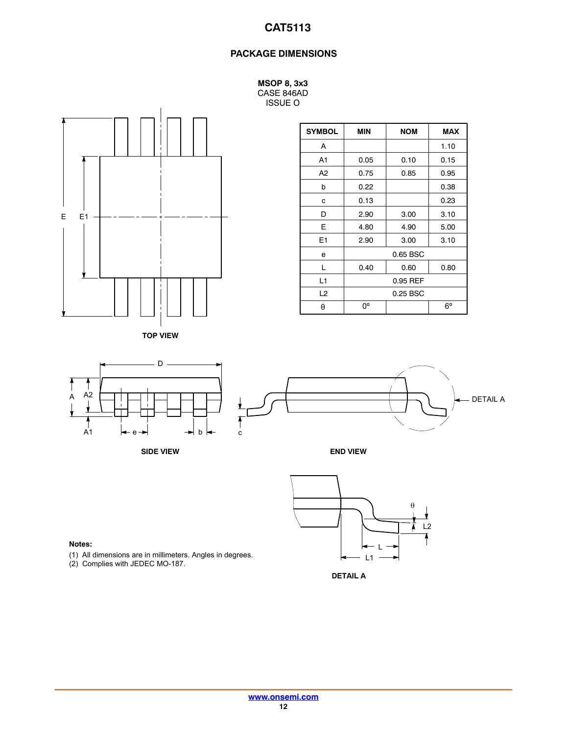## PACKAGE DIMENSIONS

**MSOP 8, 3x3**
CASE 846AD
ISSUE O

| SYMBOL | MIN | NOM | MAX |
|---|---|---|---|
| A | | | 1.10 |
| A1 | 0.05 | 0.10 | 0.15 |
| A2 | 0.75 | 0.85 | 0.95 |
| b | 0.22 | | 0.38 |
| c | 0.13 | | 0.23 |
| D | 2.90 | 3.00 | 3.10 |
| E | 4.80 | 4.90 | 5.00 |
| E1 | 2.90 | 3.00 | 3.10 |
| e | | 0.65 BSC | |
| L | 0.40 | 0.60 | 0.80 |
| L1 | | 0.95 REF | |
| L2 | | 0.25 BSC | |
| θ | 0º | | 6º |

TOP VIEW

SIDE VIEW

END VIEW

DETAIL A

**Notes:**
(1) All dimensions are in millimeters. Angles in degrees.
(2) Complies with JEDEC MO-187.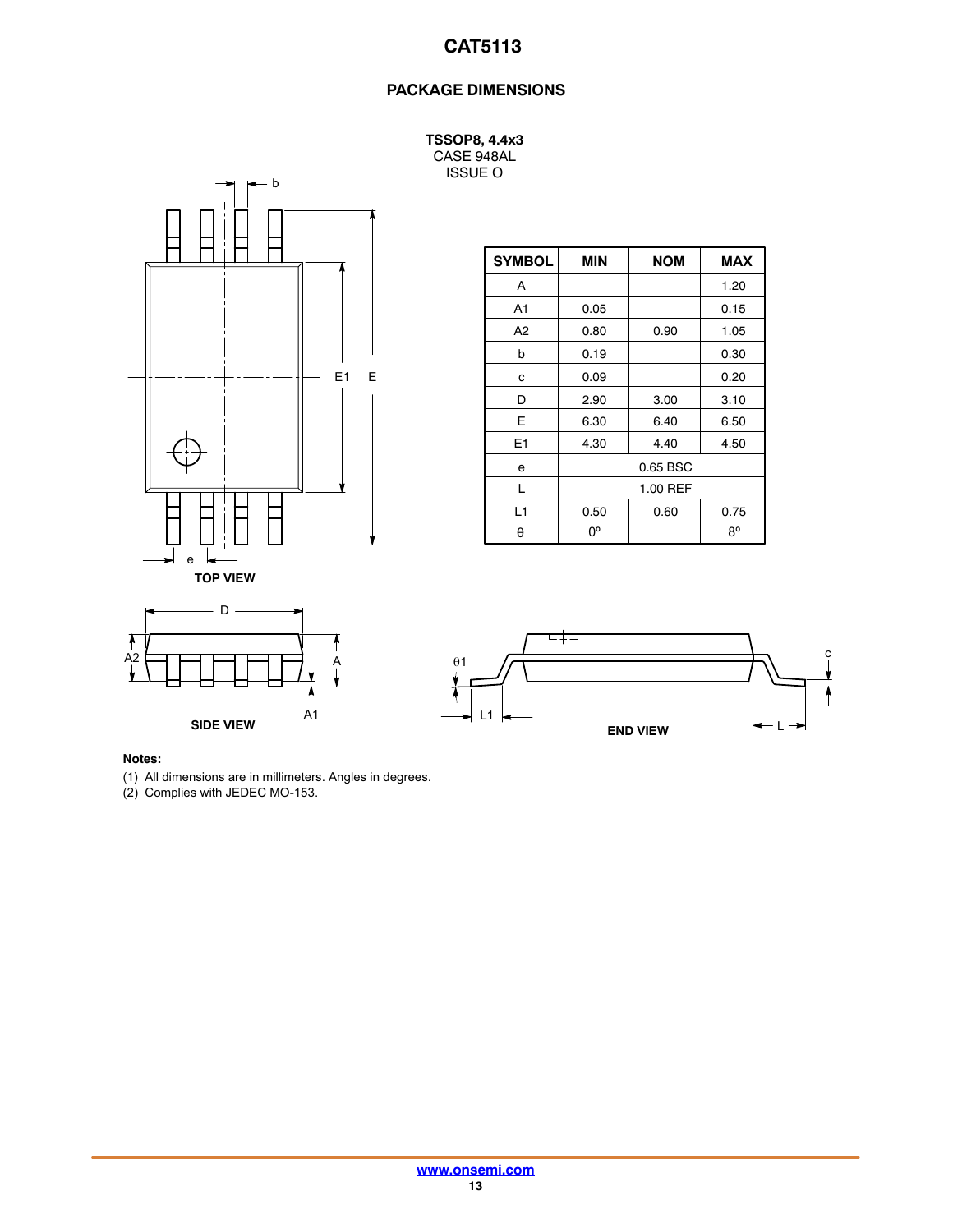## PACKAGE DIMENSIONS

**TSSOP8, 4.4x3**
CASE 948AL
ISSUE O

| SYMBOL | MIN | NOM | MAX |
|---|---|---|---|
| A | | | 1.20 |
| A1 | 0.05 | | 0.15 |
| A2 | 0.80 | 0.90 | 1.05 |
| b | 0.19 | | 0.30 |
| c | 0.09 | | 0.20 |
| D | 2.90 | 3.00 | 3.10 |
| E | 6.30 | 6.40 | 6.50 |
| E1 | 4.30 | 4.40 | 4.50 |
| e | | 0.65 BSC | |
| L | | 1.00 REF | |
| L1 | 0.50 | 0.60 | 0.75 |
| θ | 0º | | 8º |

TOP VIEW

SIDE VIEW

END VIEW

**Notes:**

(1) All dimensions are in millimeters. Angles in degrees.
(2) Complies with JEDEC MO-153.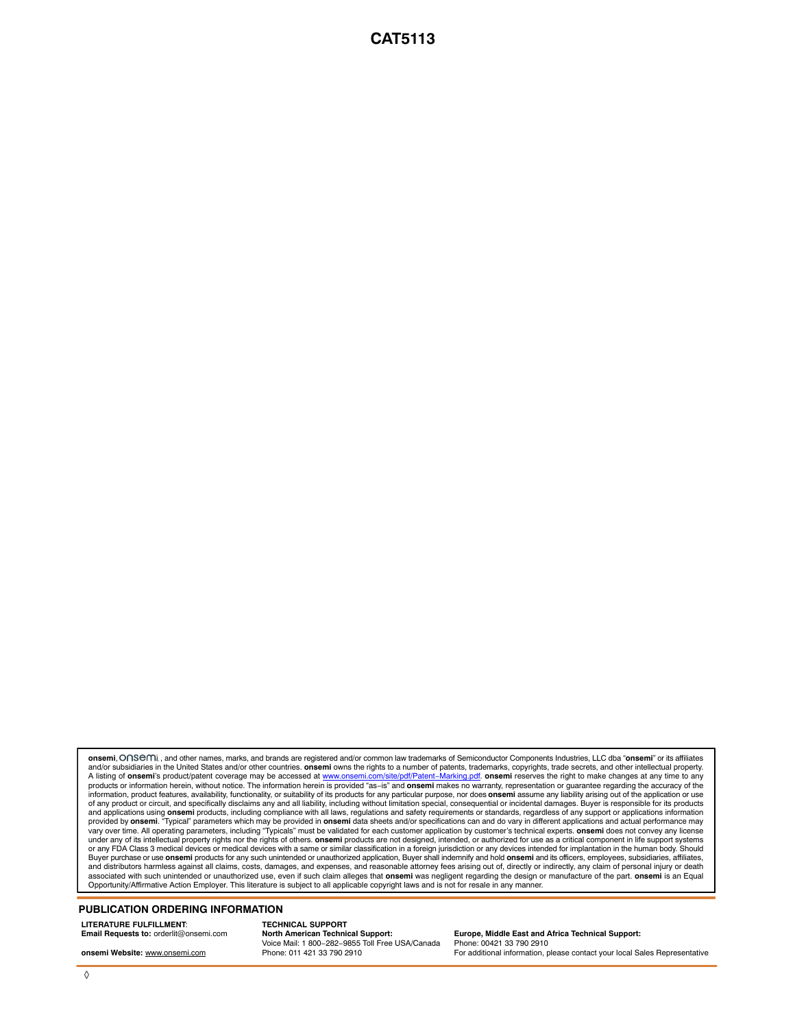**onsemi**, onsemi, and other names, marks, and brands are registered and/or common law trademarks of Semiconductor Components Industries, LLC dba "**onsemi**" or its affiliates and/or subsidiaries in the United States and/or other countries. **onsemi** owns the rights to a number of patents, trademarks, copyrights, trade secrets, and other intellectual property. A listing of **onsemi**'s product/patent coverage may be accessed at www.onsemi.com/site/pdf/Patent−Marking.pdf. **onsemi** reserves the right to make changes at any time to any products or information herein, without notice. The information herein is provided "as−is" and **onsemi** makes no warranty, representation or guarantee regarding the accuracy of the information, product features, availability, functionality, or suitability of its products for any particular purpose, nor does **onsemi** assume any liability arising out of the application or use of any product or circuit, and specifically disclaims any and all liability, including without limitation special, consequential or incidental damages. Buyer is responsible for its products and applications using **onsemi** products, including compliance with all laws, regulations and safety requirements or standards, regardless of any support or applications information provided by **onsemi**. "Typical" parameters which may be provided in **onsemi** data sheets and/or specifications can and do vary in different applications and actual performance may vary over time. All operating parameters, including "Typicals" must be validated for each customer application by customer's technical experts. **onsemi** does not convey any license under any of its intellectual property rights nor the rights of others. **onsemi** products are not designed, intended, or authorized for use as a critical component in life support systems or any FDA Class 3 medical devices or medical devices with a same or similar classification in a foreign jurisdiction or any devices intended for implantation in the human body. Should Buyer purchase or use **onsemi** products for any such unintended or unauthorized application, Buyer shall indemnify and hold **onsemi** and its officers, employees, subsidiaries, affiliates, and distributors harmless against all claims, costs, damages, and expenses, and reasonable attorney fees arising out of, directly or indirectly, any claim of personal injury or death associated with such unintended or unauthorized use, even if such claim alleges that **onsemi** was negligent regarding the design or manufacture of the part. **onsemi** is an Equal Opportunity/Affirmative Action Employer. This literature is subject to all applicable copyright laws and is not for resale in any manner.

## PUBLICATION ORDERING INFORMATION

**LITERATURE FULFILLMENT**:
**Email Requests to:** orderlit@onsemi.com

**onsemi Website:** www.onsemi.com

**TECHNICAL SUPPORT**
**North American Technical Support:**
Voice Mail: 1 800−282−9855 Toll Free USA/Canada
Phone: 011 421 33 790 2910

**Europe, Middle East and Africa Technical Support:**
Phone: 00421 33 790 2910
For additional information, please contact your local Sales Representative

◊